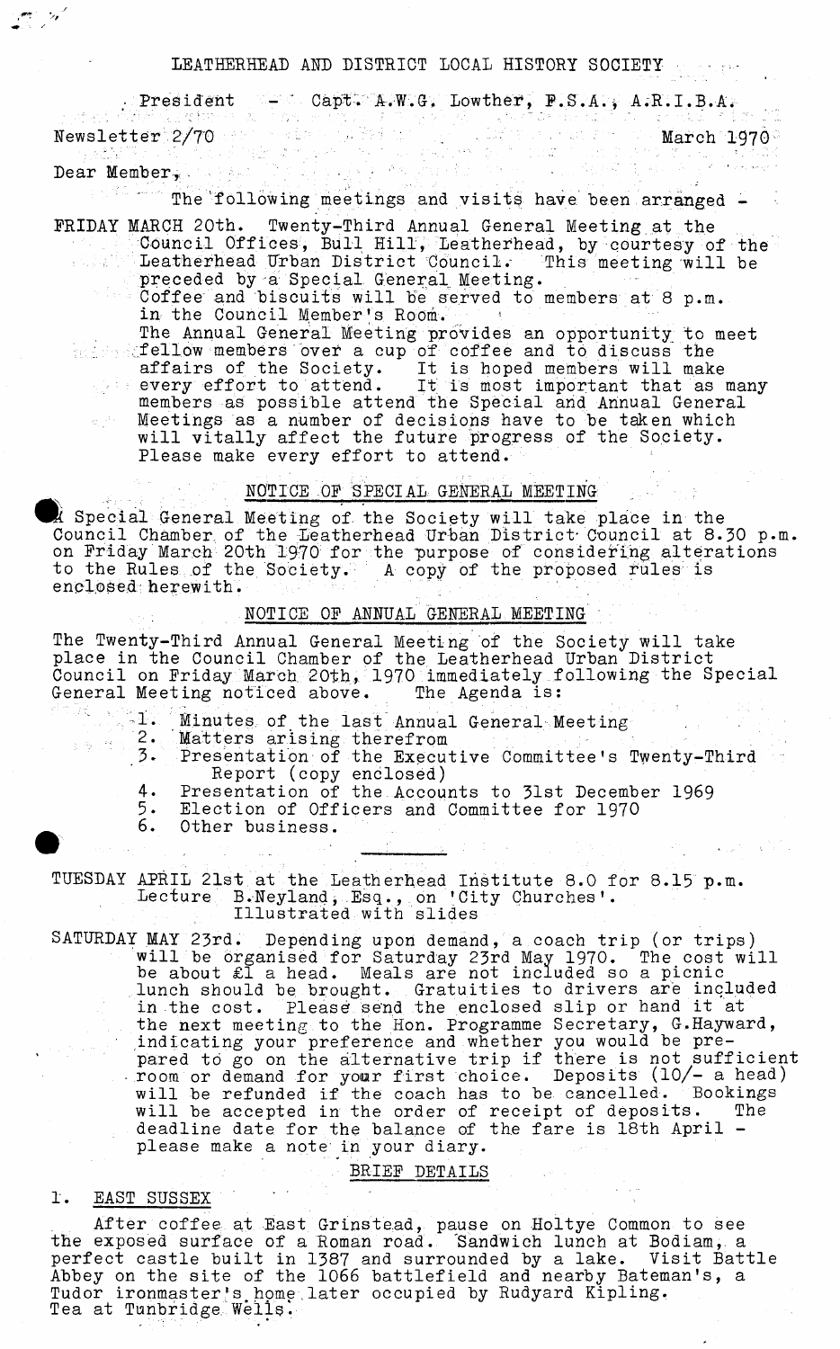# LEATHERHEAD AND DISTRICT LOCAL HISTORY SOCIETY

President - Capt. A.W.G. Lowther, F.S.A., A.R.I.B.A.

Newsletter 2/70 March 1970

Dear Member,

The following meetings and visits have been arranged -

**FRIDAY MARCH 20th.** Twenty-Third Annual General Meeting at the Council Offices, Bull Hill, Leatherhead, by courtesy of the Leatherhead Urban District Council. This meeting will be preceded by a Special General Meeting.
Coffee and biscuits will be served to members at 8 p.m. in the Council Member's Room.
The Annual General Meeting provides an opportunity to meet fellow members over a cup of coffee and to discuss the affairs of the Society. It is hoped members will make every effort to attend. It is most important that as many members as possible attend the Special and Annual General Meetings as a number of decisions have to be taken which will vitally affect the future progress of the Society.
Please make every effort to attend.

## NOTICE OF SPECIAL GENERAL MEETING

A Special General Meeting of the Society will take place in the Council Chamber of the Leatherhead Urban District Council at 8.30 p.m. on Friday March 20th 1970 for the purpose of considering alterations to the Rules of the Society. A copy of the proposed rules is enclosed herewith.

## NOTICE OF ANNUAL GENERAL MEETING

The Twenty-Third Annual General Meeting of the Society will take place in the Council Chamber of the Leatherhead Urban District Council on Friday March 20th, 1970 immediately following the Special General Meeting noticed above. The Agenda is:

1. Minutes of the last Annual General Meeting
2. Matters arising therefrom
3. Presentation of the Executive Committee's Twenty-Third Report (copy enclosed)
4. Presentation of the Accounts to 31st December 1969
5. Election of Officers and Committee for 1970
6. Other business.

---

**TUESDAY APRIL 21st** at the Leatherhead Institute 8.0 for 8.15 p.m.
Lecture B.Neyland, Esq., on 'City Churches'.
Illustrated with slides

**SATURDAY MAY 23rd.** Depending upon demand, a coach trip (or trips) will be organised for Saturday 23rd May 1970. The cost will be about £1 a head. Meals are not included so a picnic lunch should be brought. Gratuities to drivers are included in the cost. Please send the enclosed slip or hand it at the next meeting to the Hon. Programme Secretary, G.Hayward, indicating your preference and whether you would be prepared to go on the alternative trip if there is not sufficient room or demand for your first choice. Deposits (10/- a head) will be refunded if the coach has to be cancelled. Bookings will be accepted in the order of receipt of deposits. The deadline date for the balance of the fare is 18th April - please make a note in your diary.

## BRIEF DETAILS

1. EAST SUSSEX

After coffee at East Grinstead, pause on Holtye Common to see the exposed surface of a Roman road. Sandwich lunch at Bodiam, a perfect castle built in 1387 and surrounded by a lake. Visit Battle Abbey on the site of the 1066 battlefield and nearby Bateman's, a Tudor ironmaster's home later occupied by Rudyard Kipling. Tea at Tunbridge Wells.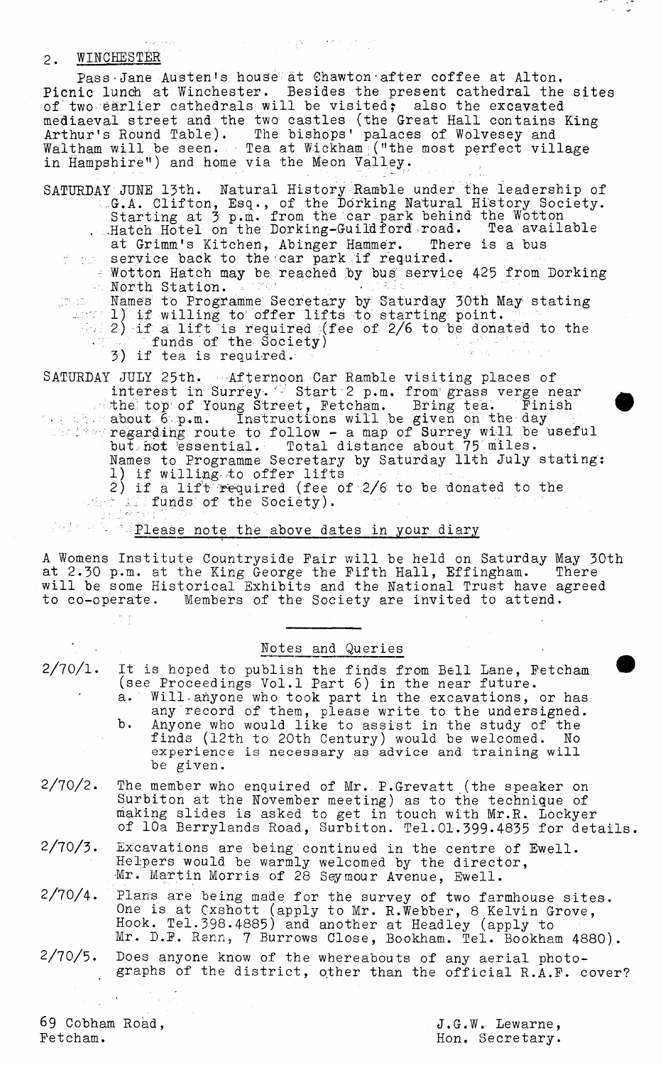2. WINCHESTER

Pass Jane Austen's house at Chawton after coffee at Alton. Picnic lunch at Winchester. Besides the present cathedral the sites of two earlier cathedrals will be visited; also the excavated mediaeval street and the two castles (the Great Hall contains King Arthur's Round Table). The bishops' palaces of Wolvesey and Waltham will be seen. Tea at Wickham ("the most perfect village in Hampshire") and home via the Meon Valley.

SATURDAY JUNE 13th. Natural History Ramble under the leadership of G.A. Clifton, Esq., of the Dorking Natural History Society. Starting at 3 p.m. from the car park behind the Wotton Hatch Hotel on the Dorking-Guildford road. Tea available at Grimm's Kitchen, Abinger Hammer. There is a bus service back to the car park if required.
Wotton Hatch may be reached by bus service 425 from Dorking North Station.
Names to Programme Secretary by Saturday 30th May stating
1) if willing to offer lifts to starting point.
2) if a lift is required (fee of 2/6 to be donated to the funds of the Society)
3) if tea is required.

SATURDAY JULY 25th. Afternoon Car Ramble visiting places of interest in Surrey. Start 2 p.m. from grass verge near the top of Young Street, Fetcham. Bring tea. Finish about 6 p.m. Instructions will be given on the day regarding route to follow - a map of Surrey will be useful but not essential. Total distance about 75 miles.
Names to Programme Secretary by Saturday 11th July stating:
1) if willing to offer lifts
2) if a lift required (fee of 2/6 to be donated to the funds of the Society).

Please note the above dates in your diary

A Womens Institute Countryside Fair will be held on Saturday May 30th at 2.30 p.m. at the King George the Fifth Hall, Effingham. There will be some Historical Exhibits and the National Trust have agreed to co-operate. Members of the Society are invited to attend.

---

## Notes and Queries

2/70/1. It is hoped to publish the finds from Bell Lane, Fetcham (see Proceedings Vol.1 Part 6) in the near future.
  a. Will anyone who took part in the excavations, or has any record of them, please write to the undersigned.
  b. Anyone who would like to assist in the study of the finds (12th to 20th Century) would be welcomed. No experience is necessary as advice and training will be given.

2/70/2. The member who enquired of Mr. P.Grevatt (the speaker on Surbiton at the November meeting) as to the technique of making slides is asked to get in touch with Mr.R. Lockyer of 10a Berrylands Road, Surbiton. Tel.01.399.4835 for details.

2/70/3. Excavations are being continued in the centre of Ewell. Helpers would be warmly welcomed by the director, Mr. Martin Morris of 28 Seymour Avenue, Ewell.

2/70/4. Plans are being made for the survey of two farmhouse sites. One is at Oxshott (apply to Mr. R.Webber, 8 Kelvin Grove, Hook. Tel.398.4885) and another at Headley (apply to Mr. D.F. Renn, 7 Burrows Close, Bookham. Tel. Bookham 4880).

2/70/5. Does anyone know of the whereabouts of any aerial photographs of the district, other than the official R.A.F. cover?

69 Cobham Road,
Fetcham.

J.G.W. Lewarne,
Hon. Secretary.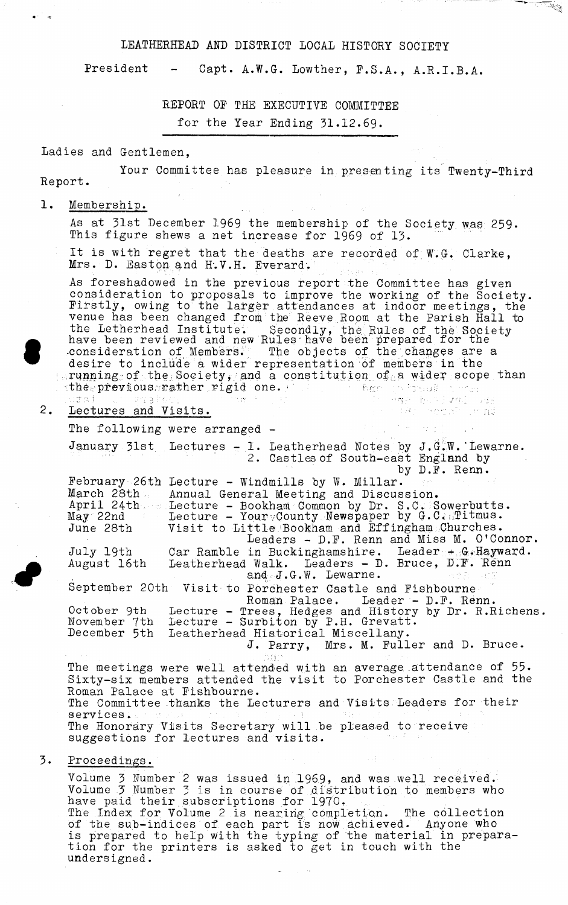# LEATHERHEAD AND DISTRICT LOCAL HISTORY SOCIETY

President - Capt. A.W.G. Lowther, F.S.A., A.R.I.B.A.

## REPORT OF THE EXECUTIVE COMMITTEE for the Year Ending 31.12.69.

Ladies and Gentlemen,

Your Committee has pleasure in presenting its Twenty-Third Report.

1. Membership.

As at 31st December 1969 the membership of the Society was 259. This figure shews a net increase for 1969 of 13.

It is with regret that the deaths are recorded of W.G. Clarke, Mrs. D. Easton and H.V.H. Everard.

As foreshadowed in the previous report the Committee has given consideration to proposals to improve the working of the Society. Firstly, owing to the larger attendances at indoor meetings, the venue has been changed from the Reeve Room at the Parish Hall to the Letherhead Institute. Secondly, the Rules of the Society have been reviewed and new Rules have been prepared for the consideration of Members. The objects of the changes are a desire to include a wider representation of members in the running of the Society, and a constitution of a wider scope than the previous rather rigid one.

2. Lectures and Visits.

The following were arranged -

| | |
|---|---|
| January 31st | Lectures - 1. Leatherhead Notes by J.G.W. Lewarne. 2. Castles of South-east England by D.F. Renn. |
| February 26th | Lecture - Windmills by W. Millar. |
| March 28th | Annual General Meeting and Discussion. |
| April 24th | Lecture - Bookham Common by Dr. S.C. Sowerbutts. |
| May 22nd | Lecture - Your County Newspaper by G.C. Titmus. |
| June 28th | Visit to Little Bookham and Effingham Churches. Leaders - D.F. Renn and Miss M. O'Connor. |
| July 19th | Car Ramble in Buckinghamshire. Leader - G. Hayward. |
| August 16th | Leatherhead Walk. Leaders - D. Bruce, D.F. Renn and J.G.W. Lewarne. |
| September 20th | Visit to Porchester Castle and Fishbourne Roman Palace. Leader - D.F. Renn. |
| October 9th | Lecture - Trees, Hedges and History by Dr. R. Richens. |
| November 7th | Lecture - Surbiton by P.H. Grevatt. |
| December 5th | Leatherhead Historical Miscellany. J. Parry, Mrs. M. Fuller and D. Bruce. |

The meetings were well attended with an average attendance of 55. Sixty-six members attended the visit to Porchester Castle and the Roman Palace at Fishbourne.
The Committee thanks the Lecturers and Visits Leaders for their services.
The Honorary Visits Secretary will be pleased to receive suggestions for lectures and visits.

3. Proceedings.

Volume 3 Number 2 was issued in 1969, and was well received.
Volume 3 Number 3 is in course of distribution to members who have paid their subscriptions for 1970.
The Index for Volume 2 is nearing completion. The collection of the sub-indices of each part is now achieved. Anyone who is prepared to help with the typing of the material in preparation for the printers is asked to get in touch with the undersigned.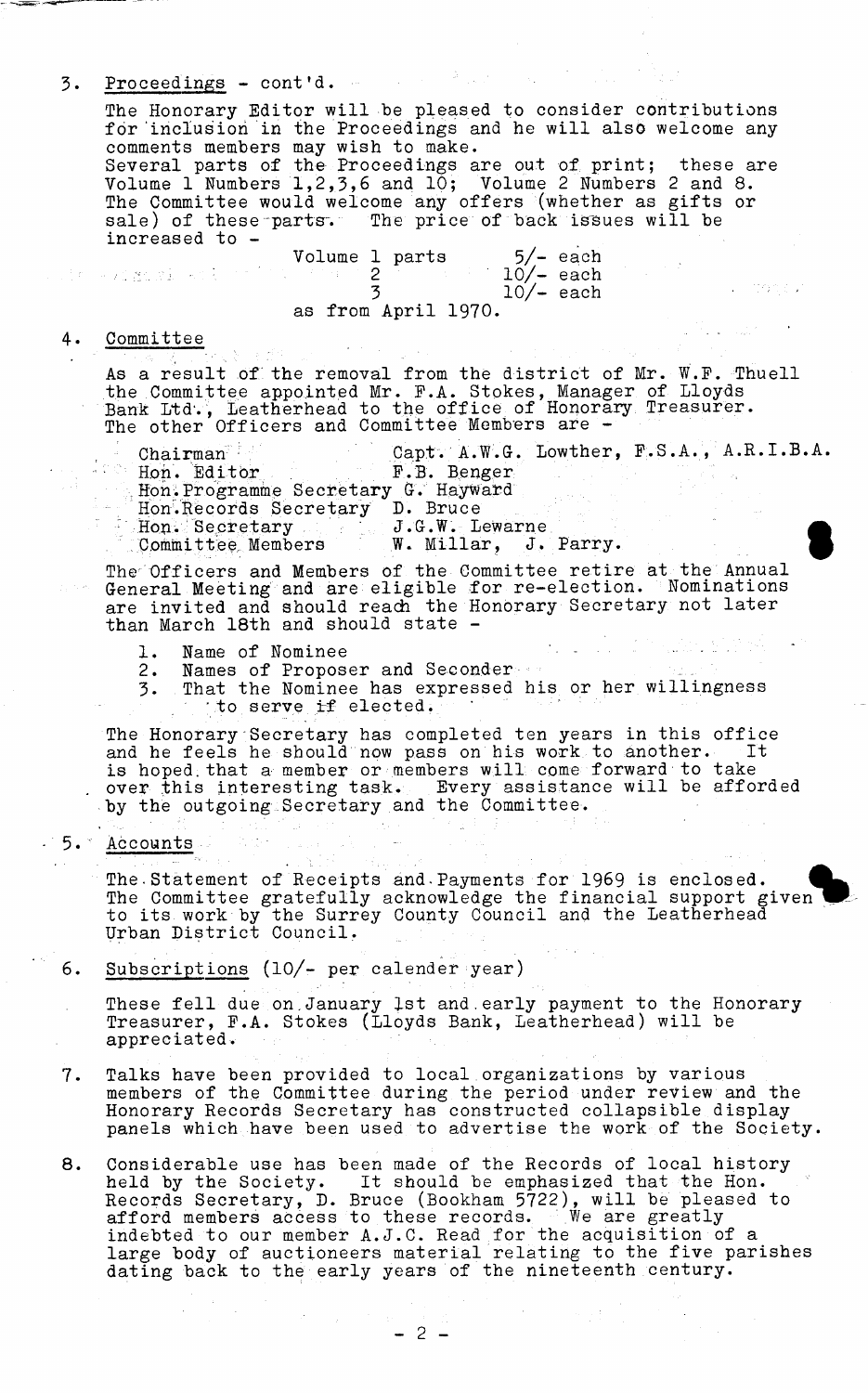3. Proceedings - cont'd.

The Honorary Editor will be pleased to consider contributions for inclusion in the Proceedings and he will also welcome any comments members may wish to make.
Several parts of the Proceedings are out of print; these are Volume 1 Numbers 1,2,3,6 and 10; Volume 2 Numbers 2 and 8. The Committee would welcome any offers (whether as gifts or sale) of these parts. The price of back issues will be increased to -

| | |
|---|---|
| Volume 1 parts | 5/- each |
| 2 | 10/- each |
| 3 | 10/- each |

as from April 1970.

4. Committee

As a result of the removal from the district of Mr. W.F. Thuell the Committee appointed Mr. F.A. Stokes, Manager of Lloyds Bank Ltd., Leatherhead to the office of Honorary Treasurer. The other Officers and Committee Members are -

| | |
|---|---|
| Chairman | Capt. A.W.G. Lowther, F.S.A., A.R.I.B.A. |
| Hon. Editor | F.B. Benger |
| Hon. Programme Secretary | G. Hayward |
| Hon. Records Secretary | D. Bruce |
| Hon. Secretary | J.G.W. Lewarne |
| Committee Members | W. Millar, J. Parry. |

The Officers and Members of the Committee retire at the Annual General Meeting and are eligible for re-election. Nominations are invited and should reach the Honorary Secretary not later than March 18th and should state -

1. Name of Nominee
2. Names of Proposer and Seconder
3. That the Nominee has expressed his or her willingness to serve if elected.

The Honorary Secretary has completed ten years in this office and he feels he should now pass on his work to another. It is hoped that a member or members will come forward to take over this interesting task. Every assistance will be afforded by the outgoing Secretary and the Committee.

5. Accounts

The Statement of Receipts and Payments for 1969 is enclosed. The Committee gratefully acknowledge the financial support given to its work by the Surrey County Council and the Leatherhead Urban District Council.

6. Subscriptions (10/- per calender year)

These fell due on January 1st and early payment to the Honorary Treasurer, F.A. Stokes (Lloyds Bank, Leatherhead) will be appreciated.

7. Talks have been provided to local organizations by various members of the Committee during the period under review and the Honorary Records Secretary has constructed collapsible display panels which have been used to advertise the work of the Society.

8. Considerable use has been made of the Records of local history held by the Society. It should be emphasized that the Hon. Records Secretary, D. Bruce (Bookham 5722), will be pleased to afford members access to these records. We are greatly indebted to our member A.J.C. Read for the acquisition of a large body of auctioneers material relating to the five parishes dating back to the early years of the nineteenth century.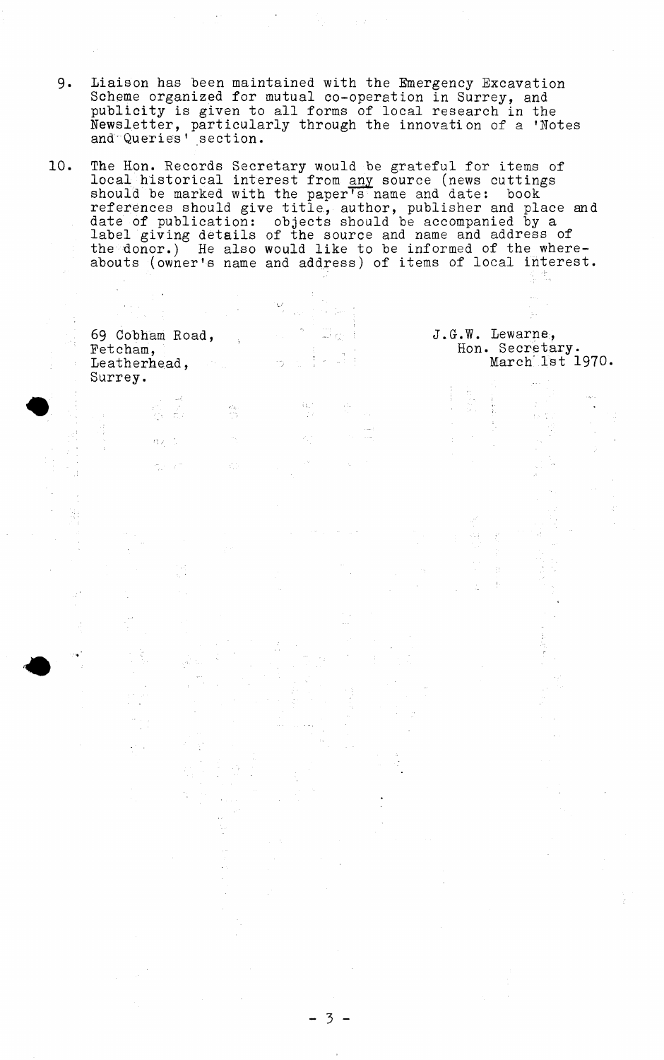9. Liaison has been maintained with the Emergency Excavation Scheme organized for mutual co-operation in Surrey, and publicity is given to all forms of local research in the Newsletter, particularly through the innovation of a 'Notes and Queries' section.

10. The Hon. Records Secretary would be grateful for items of local historical interest from <u>any</u> source (news cuttings should be marked with the paper's name and date: book references should give title, author, publisher and place and date of publication: objects should be accompanied by a label giving details of the source and name and address of the donor.) He also would like to be informed of the whereabouts (owner's name and address) of items of local interest.

69 Cobham Road,
Fetcham,
Leatherhead,
Surrey.

J.G.W. Lewarne,
Hon. Secretary.
March 1st 1970.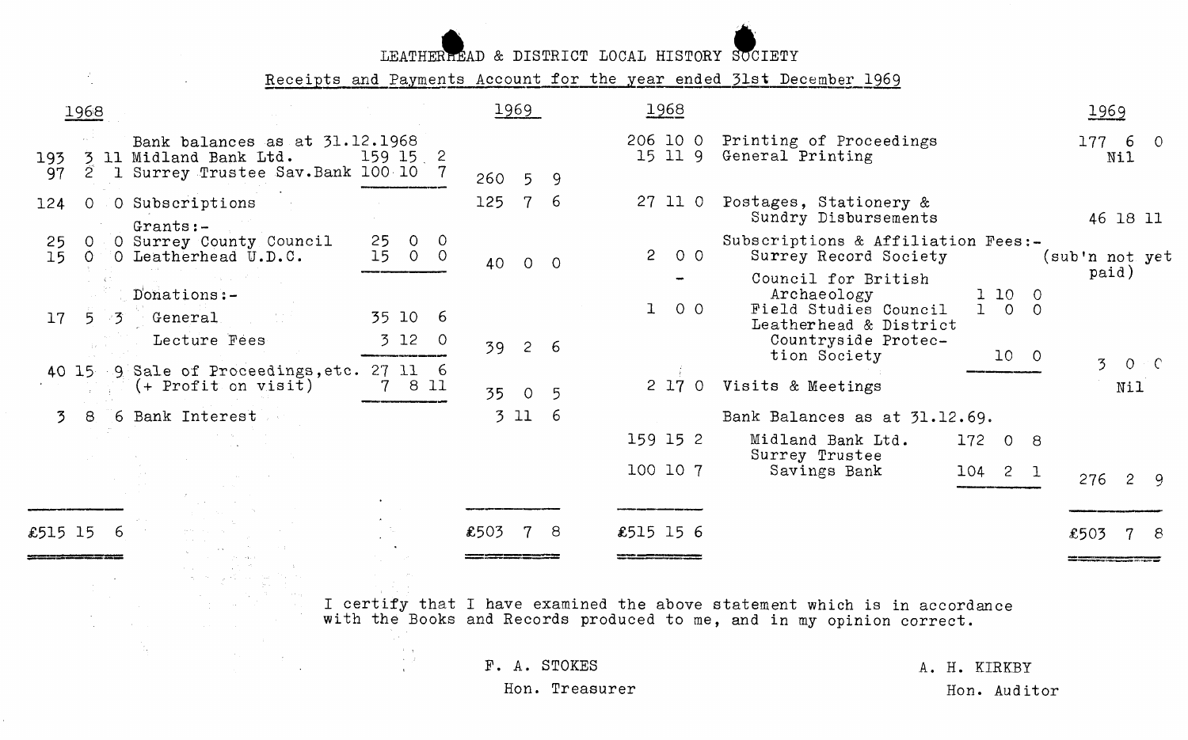# LEATHERHEAD & DISTRICT LOCAL HISTORY SOCIETY

## Receipts and Payments Account for the year ended 31st December 1969

| 1968 | Receipts | | 1969 |
|---|---|---|---|
| | Bank balances as at 31.12.1968 | | |
| 193 3 11 | Midland Bank Ltd. | 159 15 2 | |
| 97 2 1 | Surrey Trustee Sav.Bank | 100 10 7 | 260 5 9 |
| 124 0 0 | Subscriptions | | 125 7 6 |
| | Grants:- | | |
| 25 0 0 | Surrey County Council | 25 0 0 | |
| 15 0 0 | Leatherhead U.D.C. | 15 0 0 | 40 0 0 |
| | Donations:- | | |
| 17 5 3 | General | 35 10 6 | |
| | Lecture Fees | 3 12 0 | 39 2 6 |
| 40 15 9 | Sale of Proceedings,etc. | 27 11 6 | |
| | (+ Profit on visit) | 7 8 11 | 35 0 5 |
| 3 8 6 | Bank Interest | | 3 11 6 |
| £515 15 6 | | | £503 7 8 |

| 1968 | Payments | | 1969 |
|---|---|---|---|
| 206 10 0 | Printing of Proceedings | | 177 6 0 |
| 15 11 9 | General Printing | | Nil |
| 27 11 0 | Postages, Stationery & Sundry Disbursements | | 46 18 11 |
| | Subscriptions & Affiliation Fees:- | | |
| 2 0 0 | Surrey Record Society | | (sub'n not yet paid) |
| - | Council for British Archaeology | 1 10 0 | |
| 1 0 0 | Field Studies Council | 1 0 0 | |
| | Leatherhead & District Countryside Protection Society | 10 0 | 3 0 0 |
| 2 17 0 | Visits & Meetings | | Nil |
| | Bank Balances as at 31.12.69. | | |
| 159 15 2 | Midland Bank Ltd. | 172 0 8 | |
| 100 10 7 | Surrey Trustee Savings Bank | 104 2 1 | 276 2 9 |
| £515 15 6 | | | £503 7 8 |

I certify that I have examined the above statement which is in accordance with the Books and Records produced to me, and in my opinion correct.

F. A. STOKES
Hon. Treasurer

A. H. KIRKBY
Hon. Auditor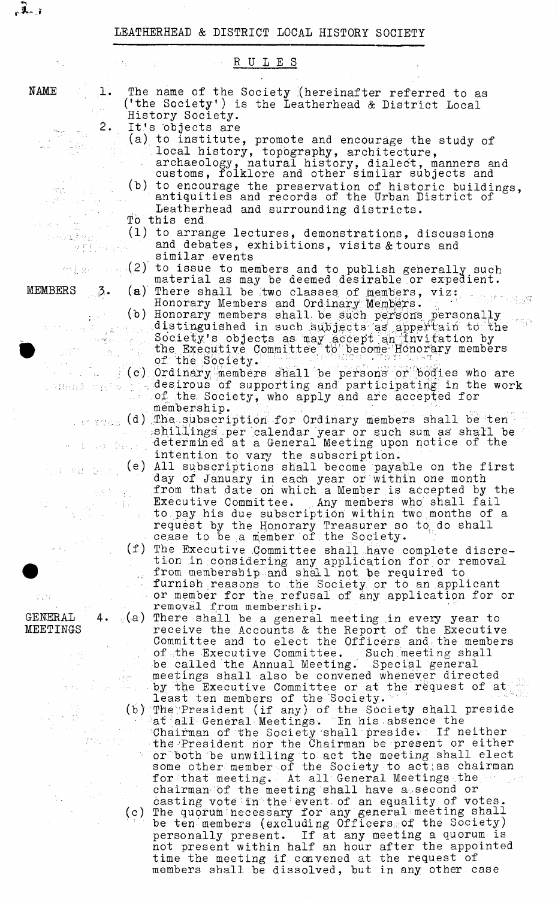# LEATHERHEAD & DISTRICT LOCAL HISTORY SOCIETY

## RULES

**NAME**

1. The name of the Society (hereinafter referred to as ('the Society') is the Leatherhead & District Local History Society.
2. It's objects are
   - (a) to institute, promote and encourage the study of local history, topography, architecture, archaeology, natural history, dialect, manners and customs, folklore and other similar subjects and
   - (b) to encourage the preservation of historic buildings, antiquities and records of the Urban District of Leatherhead and surrounding districts.

   To this end
   - (1) to arrange lectures, demonstrations, discussions and debates, exhibitions, visits & tours and similar events
   - (2) to issue to members and to publish generally such material as may be deemed desirable or expedient.

**MEMBERS**

3. (a) There shall be two classes of members, viz: Honorary Members and Ordinary Members.
   - (b) Honorary members shall be such persons personally distinguished in such subjects as appertain to the Society's objects as may accept an invitation by the Executive Committee to become Honorary members of the Society.
   - (c) Ordinary members shall be persons or bodies who are desirous of supporting and participating in the work of the Society, who apply and are accepted for membership.
   - (d) The subscription for Ordinary members shall be ten shillings per calendar year or such sum as shall be determined at a General Meeting upon notice of the intention to vary the subscription.
   - (e) All subscriptions shall become payable on the first day of January in each year or within one month from that date on which a Member is accepted by the Executive Committee. Any members who shall fail to pay his due subscription within two months of a request by the Honorary Treasurer so to do shall cease to be a member of the Society.
   - (f) The Executive Committee shall have complete discretion in considering any application for or removal from membership and shall not be required to furnish reasons to the Society or to an applicant or member for the refusal of any application for or removal from membership.

**GENERAL MEETINGS**

4. (a) There shall be a general meeting in every year to receive the Accounts & the Report of the Executive Committee and to elect the Officers and the members of the Executive Committee. Such meeting shall be called the Annual Meeting. Special general meetings shall also be convened whenever directed by the Executive Committee or at the request of at least ten members of the Society.
   - (b) The President (if any) of the Society shall preside at all General Meetings. In his absence the Chairman of the Society shall preside. If neither the President nor the Chairman be present or either or both be unwilling to act the meeting shall elect some other member of the Society to act as chairman for that meeting. At all General Meetings the chairman of the meeting shall have a second or casting vote in the event of an equality of votes.
   - (c) The quorum necessary for any general meeting shall be ten members (excluding Officers of the Society) personally present. If at any meeting a quorum is not present within half an hour after the appointed time the meeting if convened at the request of members shall be dissolved, but in any other case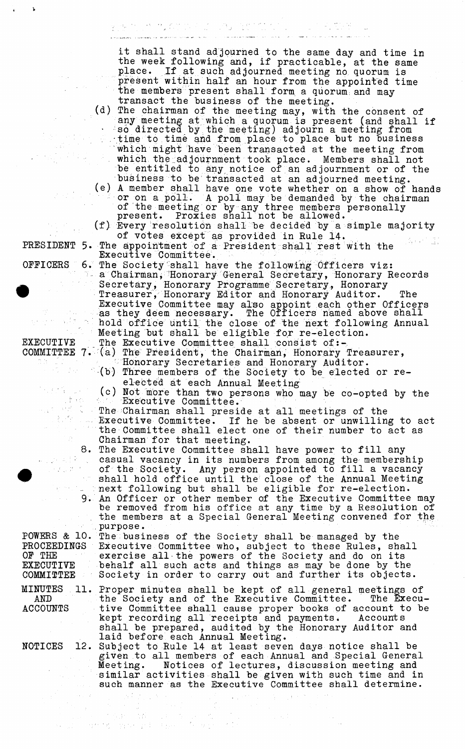it shall stand adjourned to the same day and time in the week following and, if practicable, at the same place. If at such adjourned meeting no quorum is present within half an hour from the appointed time the members present shall form a quorum and may transact the business of the meeting.

(d) The chairman of the meeting may, with the consent of any meeting at which a quorum is present (and shall if so directed by the meeting) adjourn a meeting from time to time and from place to place but no business which might have been transacted at the meeting from which the adjournment took place. Members shall not be entitled to any notice of an adjournment or of the business to be transacted at an adjourned meeting.

(e) A member shall have one vote whether on a show of hands or on a poll. A poll may be demanded by the chairman of the meeting or by any three members personally present. Proxies shall not be allowed.

(f) Every resolution shall be decided by a simple majority of votes except as provided in Rule 14.

**PRESIDENT** 5. The appointment of a President shall rest with the Executive Committee.

**OFFICERS** 6. The Society shall have the following Officers viz: a Chairman, Honorary General Secretary, Honorary Records Secretary, Honorary Programme Secretary, Honorary Treasurer, Honorary Editor and Honorary Auditor. The Executive Committee may also appoint each other Officers as they deem necessary. The Officers named above shall hold office until the close of the next following Annual Meeting but shall be eligible for re-election.

**EXECUTIVE COMMITTEE** 7. The Executive Committee shall consist of:-

(a) The President, the Chairman, Honorary Treasurer, Honorary Secretaries and Honorary Auditor.

(b) Three members of the Society to be elected or re-elected at each Annual Meeting

(c) Not more than two persons who may be co-opted by the Executive Committee.

The Chairman shall preside at all meetings of the Executive Committee. If he be absent or unwilling to act the Committee shall elect one of their number to act as Chairman for that meeting.

8. The Executive Committee shall have power to fill any casual vacancy in its numbers from among the membership of the Society. Any person appointed to fill a vacancy shall hold office until the close of the Annual Meeting next following but shall be eligible for re-election.

9. An Officer or other member of the Executive Committee may be removed from his office at any time by a Resolution of the members at a Special General Meeting convened for the purpose.

**POWERS & PROCEEDINGS OF THE EXECUTIVE COMMITTEE** 10. The business of the Society shall be managed by the Executive Committee who, subject to these Rules, shall exercise all the powers of the Society and do on its behalf all such acts and things as may be done by the Society in order to carry out and further its objects.

**MINUTES AND ACCOUNTS** 11. Proper minutes shall be kept of all general meetings of the Society and of the Executive Committee. The Executive Committee shall cause proper books of account to be kept recording all receipts and payments. Accounts shall be prepared, audited by the Honorary Auditor and laid before each Annual Meeting.

**NOTICES** 12. Subject to Rule 14 at least seven days notice shall be given to all members of each Annual and Special General Meeting. Notices of lectures, discussion meeting and similar activities shall be given with such time and in such manner as the Executive Committee shall determine.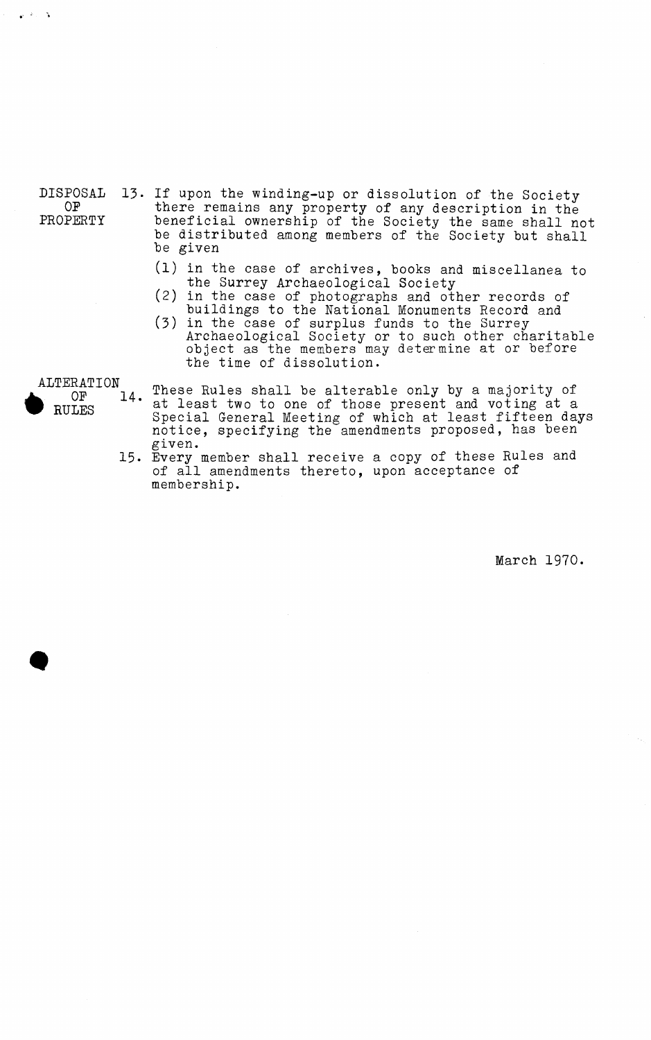**DISPOSAL OF PROPERTY**

13. If upon the winding-up or dissolution of the Society there remains any property of any description in the beneficial ownership of the Society the same shall not be distributed among members of the Society but shall be given

    (1) in the case of archives, books and miscellanea to the Surrey Archaeological Society
    (2) in the case of photographs and other records of buildings to the National Monuments Record and
    (3) in the case of surplus funds to the Surrey Archaeological Society or to such other charitable object as the members may determine at or before the time of dissolution.

**ALTERATION OF RULES**

14. These Rules shall be alterable only by a majority of at least two to one of those present and voting at a Special General Meeting of which at least fifteen days notice, specifying the amendments proposed, has been given.

15. Every member shall receive a copy of these Rules and of all amendments thereto, upon acceptance of membership.

March 1970.